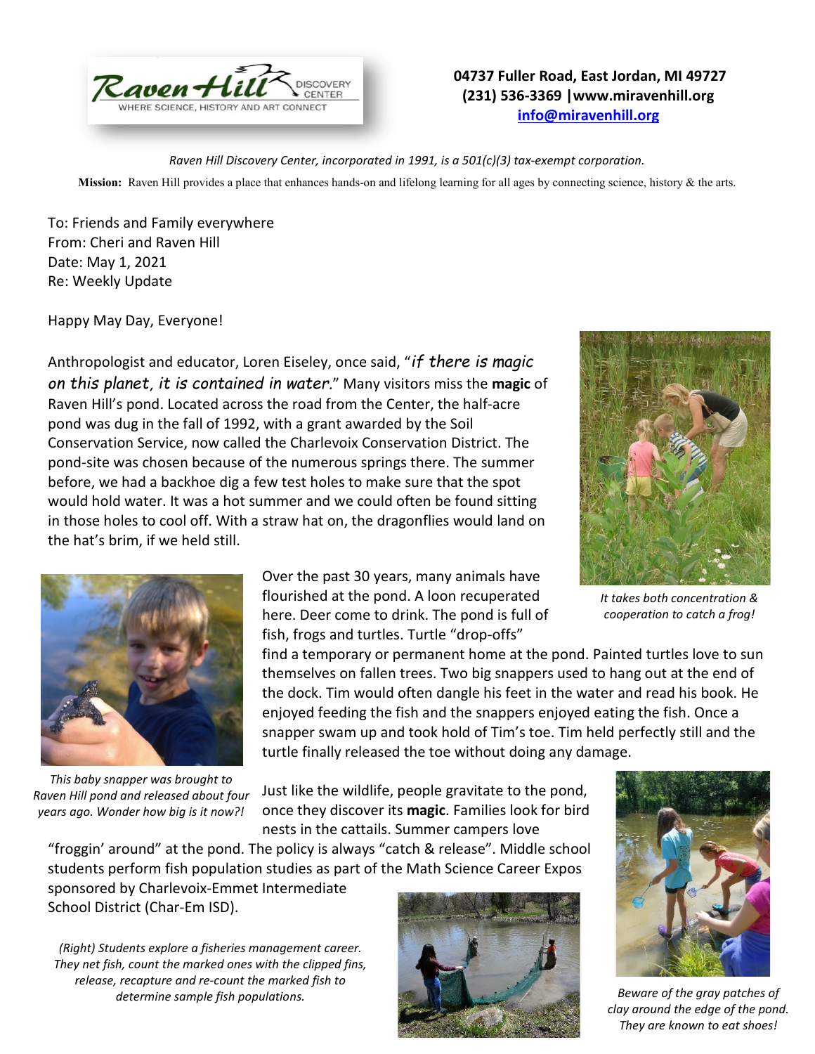Raven Hill DISCOVERY CENTER
WHERE SCIENCE, HISTORY AND ART CONNECT

**04737 Fuller Road, East Jordan, MI 49727**
**(231) 536-3369 |www.miravenhill.org**
**info@miravenhill.org**

*Raven Hill Discovery Center, incorporated in 1991, is a 501(c)(3) tax-exempt corporation.*

**Mission:** Raven Hill provides a place that enhances hands-on and lifelong learning for all ages by connecting science, history & the arts.

To: Friends and Family everywhere
From: Cheri and Raven Hill
Date: May 1, 2021
Re: Weekly Update

Happy May Day, Everyone!

Anthropologist and educator, Loren Eiseley, once said, "*if there is magic on this planet, it is contained in water*." Many visitors miss the **magic** of Raven Hill's pond. Located across the road from the Center, the half-acre pond was dug in the fall of 1992, with a grant awarded by the Soil Conservation Service, now called the Charlevoix Conservation District. The pond-site was chosen because of the numerous springs there. The summer before, we had a backhoe dig a few test holes to make sure that the spot would hold water. It was a hot summer and we could often be found sitting in those holes to cool off. With a straw hat on, the dragonflies would land on the hat's brim, if we held still.

*It takes both concentration & cooperation to catch a frog!*

Over the past 30 years, many animals have flourished at the pond. A loon recuperated here. Deer come to drink. The pond is full of fish, frogs and turtles. Turtle "drop-offs" find a temporary or permanent home at the pond. Painted turtles love to sun themselves on fallen trees. Two big snappers used to hang out at the end of the dock. Tim would often dangle his feet in the water and read his book. He enjoyed feeding the fish and the snappers enjoyed eating the fish. Once a snapper swam up and took hold of Tim's toe. Tim held perfectly still and the turtle finally released the toe without doing any damage.

*This baby snapper was brought to Raven Hill pond and released about four years ago. Wonder how big is it now?!*

Just like the wildlife, people gravitate to the pond, once they discover its **magic**. Families look for bird nests in the cattails. Summer campers love "froggin' around" at the pond. The policy is always "catch & release". Middle school students perform fish population studies as part of the Math Science Career Expos sponsored by Charlevoix-Emmet Intermediate School District (Char-Em ISD).

*(Right) Students explore a fisheries management career. They net fish, count the marked ones with the clipped fins, release, recapture and re-count the marked fish to determine sample fish populations.*

*Beware of the gray patches of clay around the edge of the pond. They are known to eat shoes!*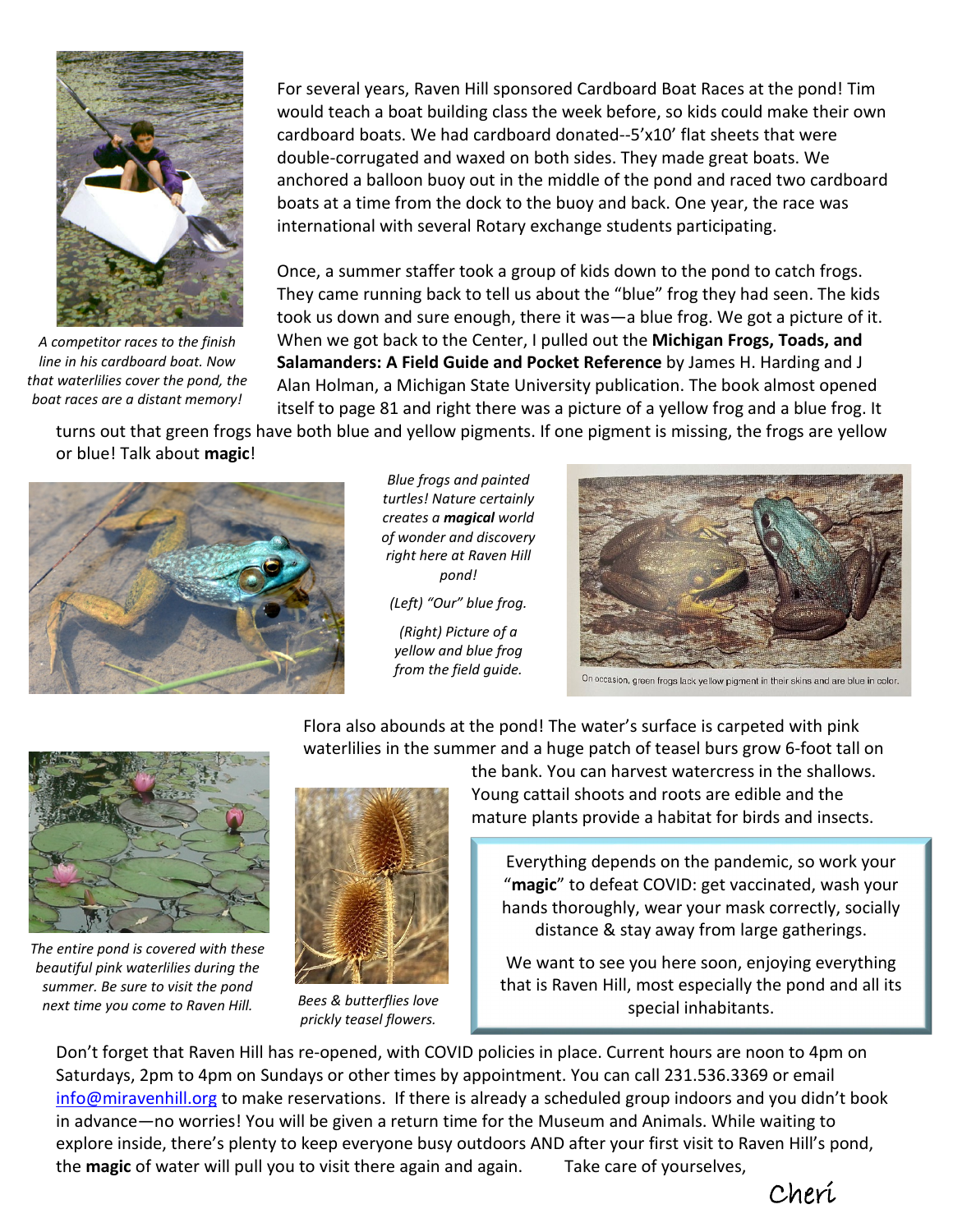For several years, Raven Hill sponsored Cardboard Boat Races at the pond! Tim would teach a boat building class the week before, so kids could make their own cardboard boats. We had cardboard donated--5'x10' flat sheets that were double-corrugated and waxed on both sides. They made great boats. We anchored a balloon buoy out in the middle of the pond and raced two cardboard boats at a time from the dock to the buoy and back. One year, the race was international with several Rotary exchange students participating.

*A competitor races to the finish line in his cardboard boat. Now that waterlilies cover the pond, the boat races are a distant memory!*

Once, a summer staffer took a group of kids down to the pond to catch frogs. They came running back to tell us about the "blue" frog they had seen. The kids took us down and sure enough, there it was—a blue frog. We got a picture of it. When we got back to the Center, I pulled out the **Michigan Frogs, Toads, and Salamanders: A Field Guide and Pocket Reference** by James H. Harding and J Alan Holman, a Michigan State University publication. The book almost opened itself to page 81 and right there was a picture of a yellow frog and a blue frog. It turns out that green frogs have both blue and yellow pigments. If one pigment is missing, the frogs are yellow or blue! Talk about **magic**!

*Blue frogs and painted turtles! Nature certainly creates a **magical** world of wonder and discovery right here at Raven Hill pond!*

*(Left) "Our" blue frog.*

*(Right) Picture of a yellow and blue frog from the field guide.*

On occasion, green frogs lack yellow pigment in their skins and are blue in color.

Flora also abounds at the pond! The water's surface is carpeted with pink waterlilies in the summer and a huge patch of teasel burs grow 6-foot tall on the bank. You can harvest watercress in the shallows. Young cattail shoots and roots are edible and the mature plants provide a habitat for birds and insects.

*The entire pond is covered with these beautiful pink waterlilies during the summer. Be sure to visit the pond next time you come to Raven Hill.*

*Bees & butterflies love prickly teasel flowers.*

Everything depends on the pandemic, so work your "**magic**" to defeat COVID: get vaccinated, wash your hands thoroughly, wear your mask correctly, socially distance & stay away from large gatherings.

We want to see you here soon, enjoying everything that is Raven Hill, most especially the pond and all its special inhabitants.

Don't forget that Raven Hill has re-opened, with COVID policies in place. Current hours are noon to 4pm on Saturdays, 2pm to 4pm on Sundays or other times by appointment. You can call 231.536.3369 or email info@miravenhill.org to make reservations. If there is already a scheduled group indoors and you didn't book in advance—no worries! You will be given a return time for the Museum and Animals. While waiting to explore inside, there's plenty to keep everyone busy outdoors AND after your first visit to Raven Hill's pond, the **magic** of water will pull you to visit there again and again. Take care of yourselves,

Cheri